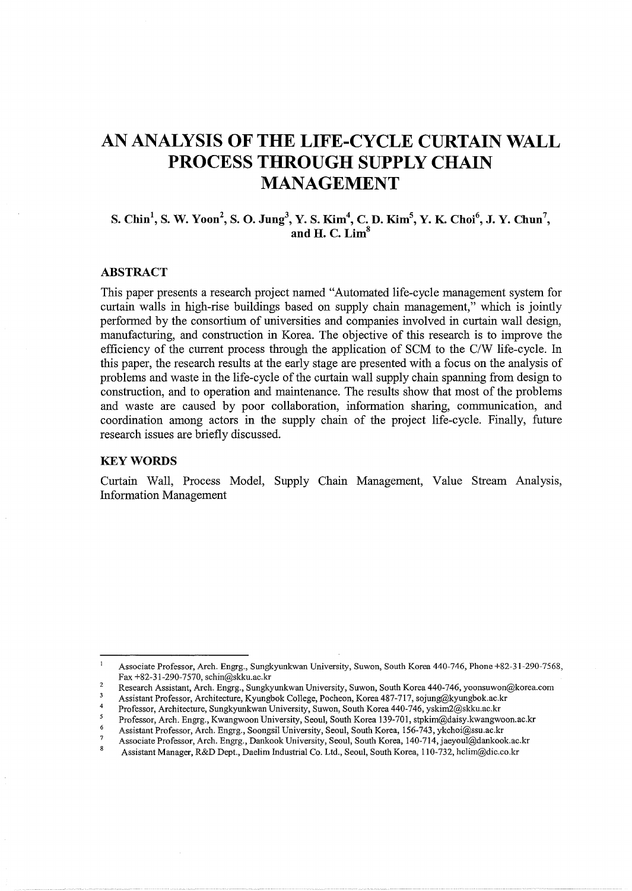# AN ANALYSIS OF THE LIFE-CYCLE CURTAIN WALL PROCESS THROUGH SUPPLY CHAIN MANAGEMENT

**S. Chin[1], S. W. Yoon[2], S. O. Jung[3], Y. S. Kim[4], C. D. Kim[5], Y. K. Choi[6], J. Y. Chun[7], and H. C. Lim[8]**

## ABSTRACT

This paper presents a research project named "Automated life-cycle management system for curtain walls in high-rise buildings based on supply chain management," which is jointly performed by the consortium of universities and companies involved in curtain wall design, manufacturing, and construction in Korea. The objective of this research is to improve the efficiency of the current process through the application of SCM to the C/W life-cycle. In this paper, the research results at the early stage are presented with a focus on the analysis of problems and waste in the life-cycle of the curtain wall supply chain spanning from design to construction, and to operation and maintenance. The results show that most of the problems and waste are caused by poor collaboration, information sharing, communication, and coordination among actors in the supply chain of the project life-cycle. Finally, future research issues are briefly discussed.

## KEY WORDS

Curtain Wall, Process Model, Supply Chain Management, Value Stream Analysis, Information Management

---

[1] Associate Professor, Arch. Engrg., Sungkyunkwan University, Suwon, South Korea 440-746, Phone +82-31-290-7568, Fax +82-31-290-7570, schin@skku.ac.kr

[2] Research Assistant, Arch. Engrg., Sungkyunkwan University, Suwon, South Korea 440-746, yoonsuwon@korea.com

[3] Assistant Professor, Architecture, Kyungbok College, Pocheon, Korea 487-717, sojung@kyungbok.ac.kr

[4] Professor, Architecture, Sungkyunkwan University, Suwon, South Korea 440-746, yskim2@skku.ac.kr

[5] Professor, Arch. Engrg., Kwangwoon University, Seoul, South Korea 139-701, stpkim@daisy.kwangwoon.ac.kr

[6] Assistant Professor, Arch. Engrg., Soongsil University, Seoul, South Korea, 156-743, ykchoi@ssu.ac.kr

[7] Associate Professor, Arch. Engrg., Dankook University, Seoul, South Korea, 140-714, jaeyoul@dankook.ac.kr

[8] Assistant Manager, R&D Dept., Daelim Industrial Co. Ltd., Seoul, South Korea, 110-732, hclim@dic.co.kr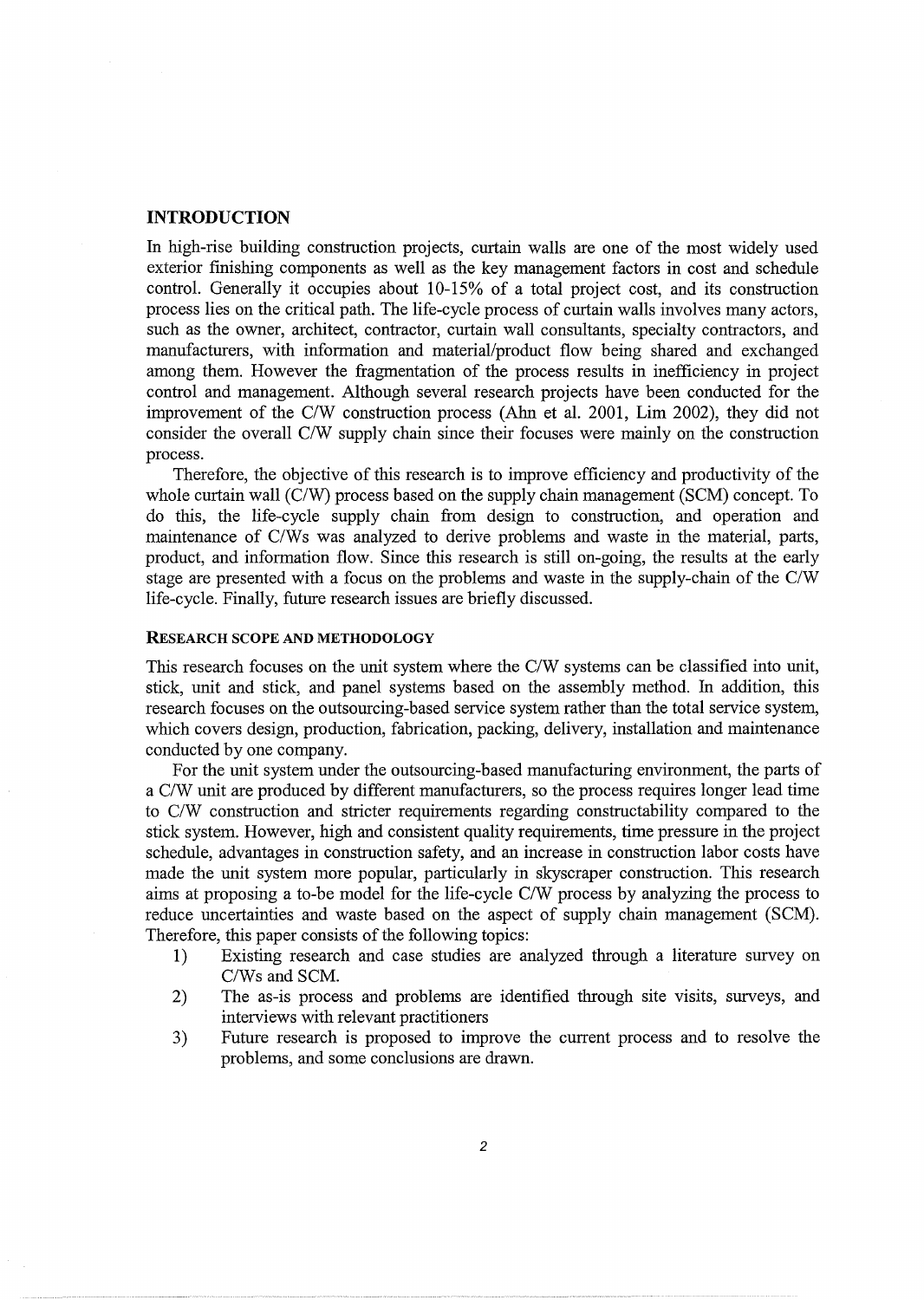# INTRODUCTION

In high-rise building construction projects, curtain walls are one of the most widely used exterior finishing components as well as the key management factors in cost and schedule control. Generally it occupies about 10-15% of a total project cost, and its construction process lies on the critical path. The life-cycle process of curtain walls involves many actors, such as the owner, architect, contractor, curtain wall consultants, specialty contractors, and manufacturers, with information and material/product flow being shared and exchanged among them. However the fragmentation of the process results in inefficiency in project control and management. Although several research projects have been conducted for the improvement of the C/W construction process (Ahn et al. 2001, Lim 2002), they did not consider the overall C/W supply chain since their focuses were mainly on the construction process.

Therefore, the objective of this research is to improve efficiency and productivity of the whole curtain wall (C/W) process based on the supply chain management (SCM) concept. To do this, the life-cycle supply chain from design to construction, and operation and maintenance of C/Ws was analyzed to derive problems and waste in the material, parts, product, and information flow. Since this research is still on-going, the results at the early stage are presented with a focus on the problems and waste in the supply-chain of the C/W life-cycle. Finally, future research issues are briefly discussed.

## RESEARCH SCOPE AND METHODOLOGY

This research focuses on the unit system where the C/W systems can be classified into unit, stick, unit and stick, and panel systems based on the assembly method. In addition, this research focuses on the outsourcing-based service system rather than the total service system, which covers design, production, fabrication, packing, delivery, installation and maintenance conducted by one company.

For the unit system under the outsourcing-based manufacturing environment, the parts of a C/W unit are produced by different manufacturers, so the process requires longer lead time to C/W construction and stricter requirements regarding constructability compared to the stick system. However, high and consistent quality requirements, time pressure in the project schedule, advantages in construction safety, and an increase in construction labor costs have made the unit system more popular, particularly in skyscraper construction. This research aims at proposing a to-be model for the life-cycle C/W process by analyzing the process to reduce uncertainties and waste based on the aspect of supply chain management (SCM). Therefore, this paper consists of the following topics:

1) Existing research and case studies are analyzed through a literature survey on C/Ws and SCM.
2) The as-is process and problems are identified through site visits, surveys, and interviews with relevant practitioners
3) Future research is proposed to improve the current process and to resolve the problems, and some conclusions are drawn.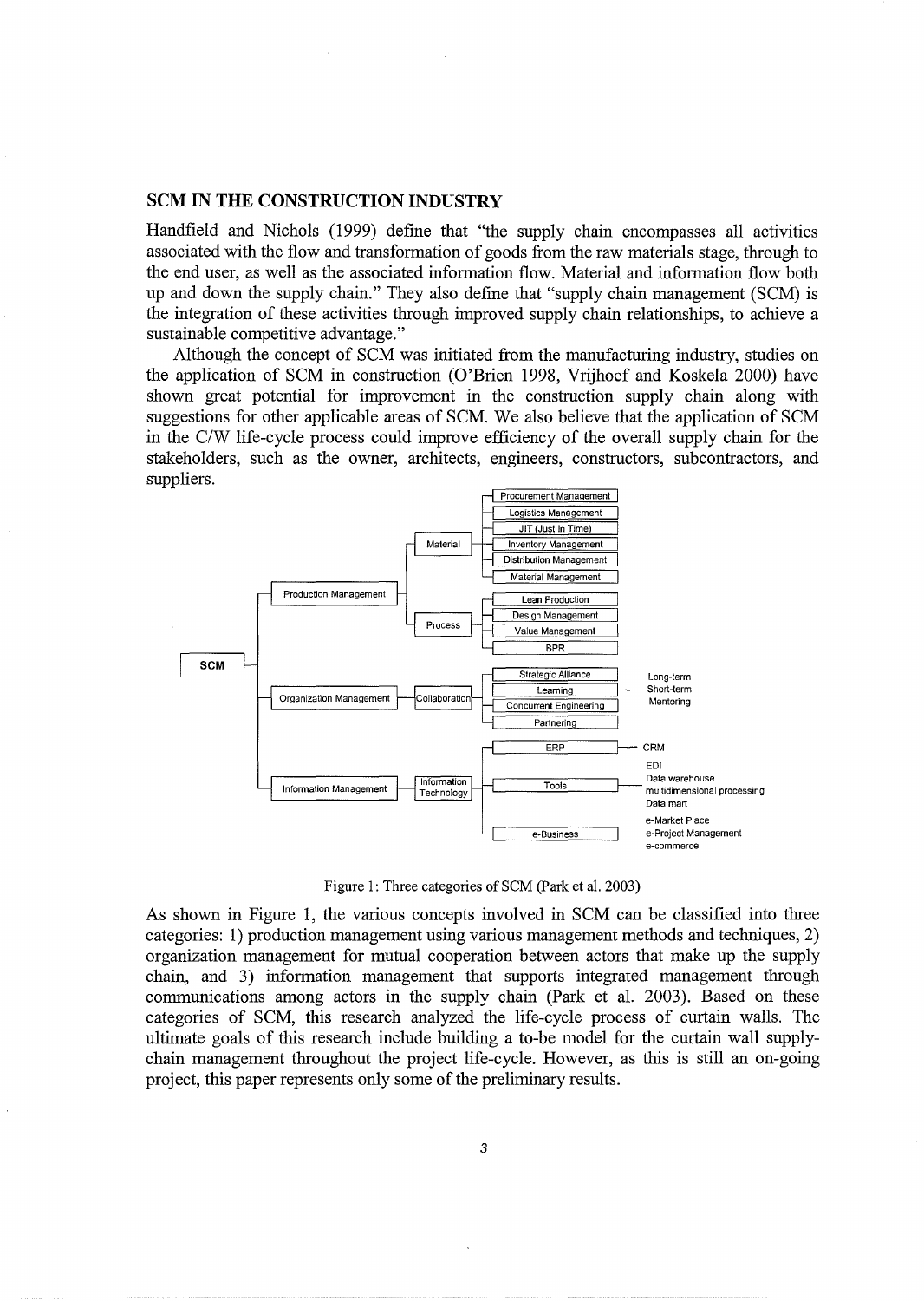## SCM IN THE CONSTRUCTION INDUSTRY

Handfield and Nichols (1999) define that "the supply chain encompasses all activities associated with the flow and transformation of goods from the raw materials stage, through to the end user, as well as the associated information flow. Material and information flow both up and down the supply chain." They also define that "supply chain management (SCM) is the integration of these activities through improved supply chain relationships, to achieve a sustainable competitive advantage."

Although the concept of SCM was initiated from the manufacturing industry, studies on the application of SCM in construction (O'Brien 1998, Vrijhoef and Koskela 2000) have shown great potential for improvement in the construction supply chain along with suggestions for other applicable areas of SCM. We also believe that the application of SCM in the C/W life-cycle process could improve efficiency of the overall supply chain for the stakeholders, such as the owner, architects, engineers, constructors, subcontractors, and suppliers.

- SCM
  - Production Management
    - Material
      - Procurement Management
      - Logistics Management
      - JIT (Just In Time)
      - Inventory Management
      - Distribution Management
      - Material Management
    - Process
      - Lean Production
      - Design Management
      - Value Management
      - BPR
  - Organization Management
    - Collaboration
      - Strategic Alliance
      - Learning — Long-term, Short-term, Mentoring
      - Concurrent Engineering
      - Partnering
  - Information Management
    - Information Technology
      - ERP — CRM
      - Tools — EDI, Data warehouse, multidimensional processing, Data mart
      - e-Business — e-Market Place, e-Project Management, e-commerce

Figure 1: Three categories of SCM (Park et al. 2003)

As shown in Figure 1, the various concepts involved in SCM can be classified into three categories: 1) production management using various management methods and techniques, 2) organization management for mutual cooperation between actors that make up the supply chain, and 3) information management that supports integrated management through communications among actors in the supply chain (Park et al. 2003). Based on these categories of SCM, this research analyzed the life-cycle process of curtain walls. The ultimate goals of this research include building a to-be model for the curtain wall supply-chain management throughout the project life-cycle. However, as this is still an on-going project, this paper represents only some of the preliminary results.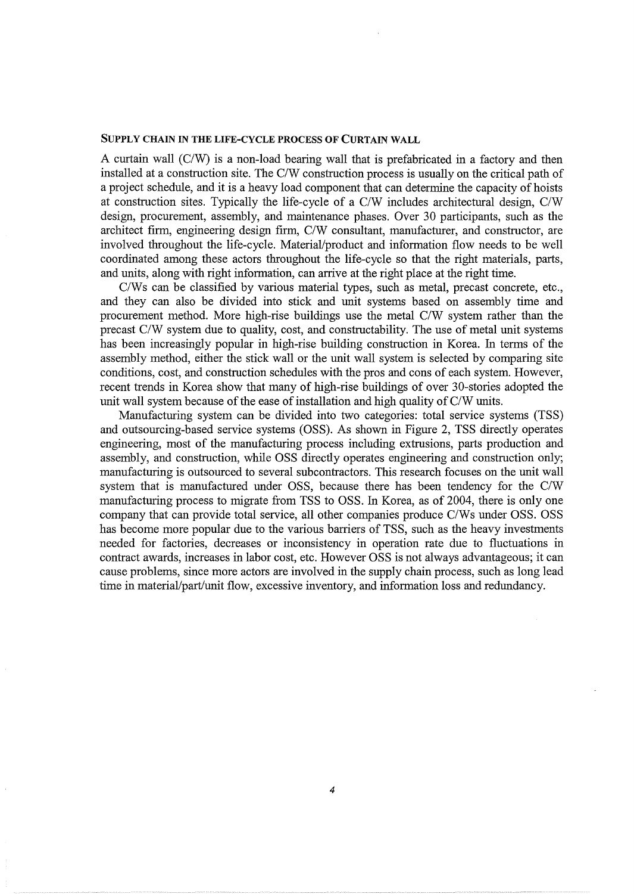## SUPPLY CHAIN IN THE LIFE-CYCLE PROCESS OF CURTAIN WALL

A curtain wall (C/W) is a non-load bearing wall that is prefabricated in a factory and then installed at a construction site. The C/W construction process is usually on the critical path of a project schedule, and it is a heavy load component that can determine the capacity of hoists at construction sites. Typically the life-cycle of a C/W includes architectural design, C/W design, procurement, assembly, and maintenance phases. Over 30 participants, such as the architect firm, engineering design firm, C/W consultant, manufacturer, and constructor, are involved throughout the life-cycle. Material/product and information flow needs to be well coordinated among these actors throughout the life-cycle so that the right materials, parts, and units, along with right information, can arrive at the right place at the right time.

C/Ws can be classified by various material types, such as metal, precast concrete, etc., and they can also be divided into stick and unit systems based on assembly time and procurement method. More high-rise buildings use the metal C/W system rather than the precast C/W system due to quality, cost, and constructability. The use of metal unit systems has been increasingly popular in high-rise building construction in Korea. In terms of the assembly method, either the stick wall or the unit wall system is selected by comparing site conditions, cost, and construction schedules with the pros and cons of each system. However, recent trends in Korea show that many of high-rise buildings of over 30-stories adopted the unit wall system because of the ease of installation and high quality of C/W units.

Manufacturing system can be divided into two categories: total service systems (TSS) and outsourcing-based service systems (OSS). As shown in Figure 2, TSS directly operates engineering, most of the manufacturing process including extrusions, parts production and assembly, and construction, while OSS directly operates engineering and construction only; manufacturing is outsourced to several subcontractors. This research focuses on the unit wall system that is manufactured under OSS, because there has been tendency for the C/W manufacturing process to migrate from TSS to OSS. In Korea, as of 2004, there is only one company that can provide total service, all other companies produce C/Ws under OSS. OSS has become more popular due to the various barriers of TSS, such as the heavy investments needed for factories, decreases or inconsistency in operation rate due to fluctuations in contract awards, increases in labor cost, etc. However OSS is not always advantageous; it can cause problems, since more actors are involved in the supply chain process, such as long lead time in material/part/unit flow, excessive inventory, and information loss and redundancy.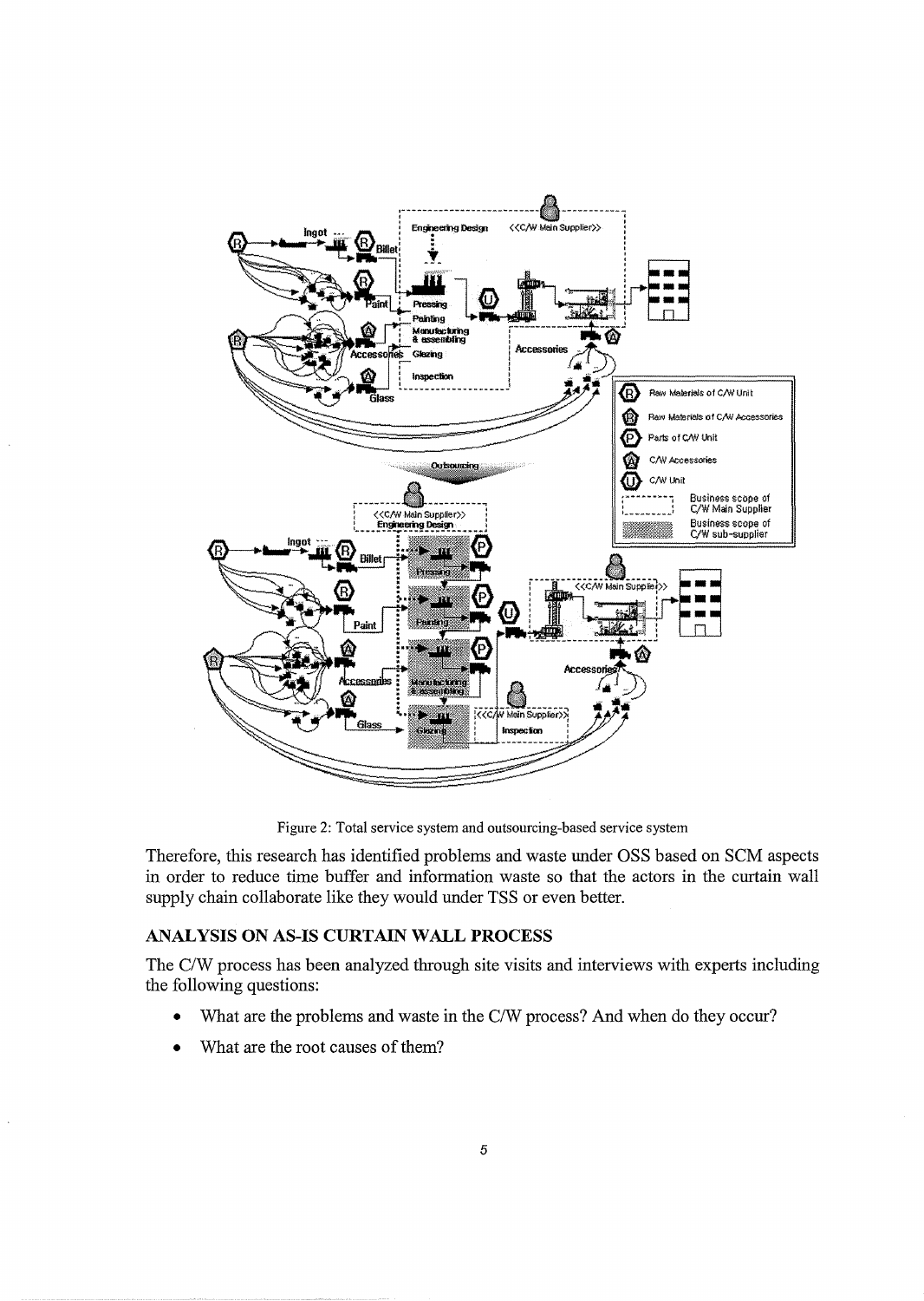Figure 2: Total service system and outsourcing-based service system

Therefore, this research has identified problems and waste under OSS based on SCM aspects in order to reduce time buffer and information waste so that the actors in the curtain wall supply chain collaborate like they would under TSS or even better.

## ANALYSIS ON AS-IS CURTAIN WALL PROCESS

The C/W process has been analyzed through site visits and interviews with experts including the following questions:

- What are the problems and waste in the C/W process? And when do they occur?
- What are the root causes of them?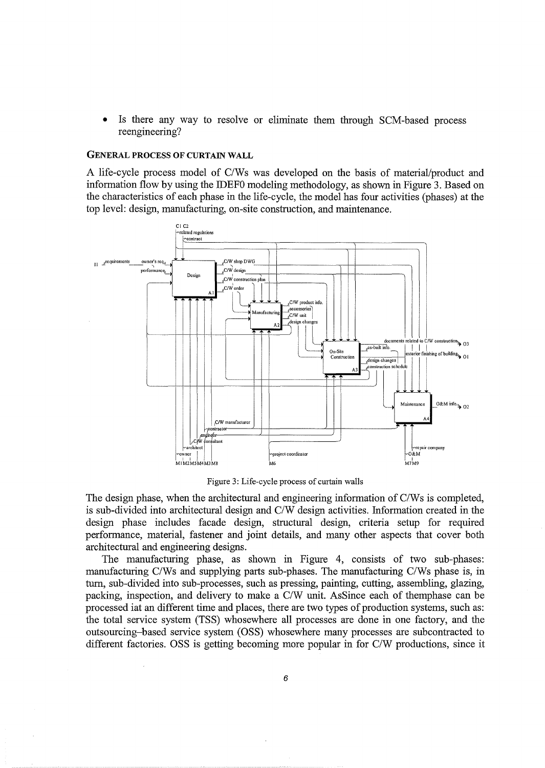- Is there any way to resolve or eliminate them through SCM-based process reengineering?

### GENERAL PROCESS OF CURTAIN WALL

A life-cycle process model of C/Ws was developed on the basis of material/product and information flow by using the IDEF0 modeling methodology, as shown in Figure 3. Based on the characteristics of each phase in the life-cycle, the model has four activities (phases) at the top level: design, manufacturing, on-site construction, and maintenance.

Figure 3: Life-cycle process of curtain walls

The design phase, when the architectural and engineering information of C/Ws is completed, is sub-divided into architectural design and C/W design activities. Information created in the design phase includes facade design, structural design, criteria setup for required performance, material, fastener and joint details, and many other aspects that cover both architectural and engineering designs.

The manufacturing phase, as shown in Figure 4, consists of two sub-phases: manufacturing C/Ws and supplying parts sub-phases. The manufacturing C/Ws phase is, in turn, sub-divided into sub-processes, such as pressing, painting, cutting, assembling, glazing, packing, inspection, and delivery to make a C/W unit. AsSince each of themphase can be processed iat an different time and places, there are two types of production systems, such as: the total service system (TSS) whosewhere all processes are done in one factory, and the outsourcing-based service system (OSS) whosewhere many processes are subcontracted to different factories. OSS is getting becoming more popular in for C/W productions, since it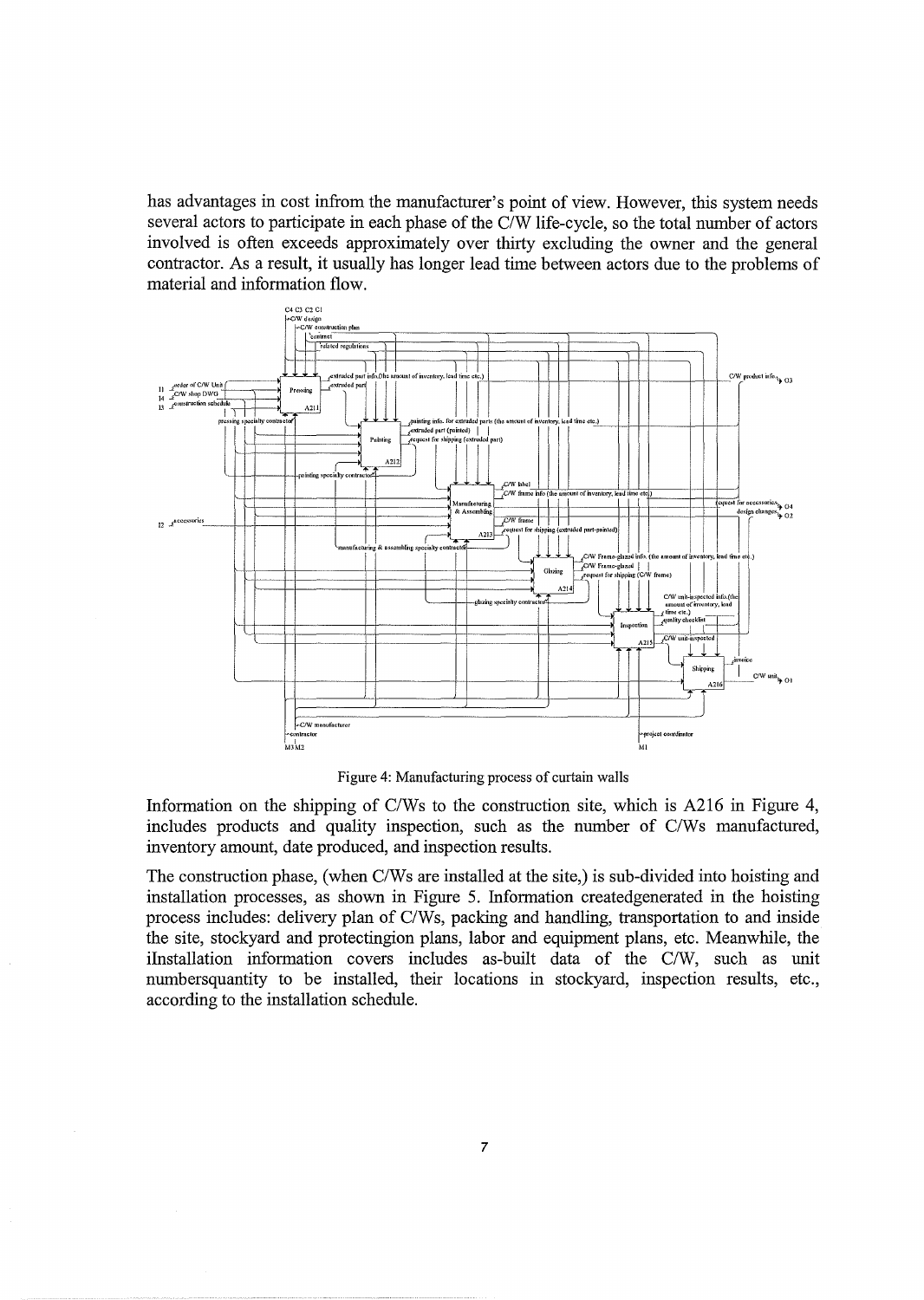has advantages in cost infrom the manufacturer's point of view. However, this system needs several actors to participate in each phase of the C/W life-cycle, so the total number of actors involved is often exceeds approximately over thirty excluding the owner and the general contractor. As a result, it usually has longer lead time between actors due to the problems of material and information flow.

Figure 4: Manufacturing process of curtain walls

Information on the shipping of C/Ws to the construction site, which is A216 in Figure 4, includes products and quality inspection, such as the number of C/Ws manufactured, inventory amount, date produced, and inspection results.

The construction phase, (when C/Ws are installed at the site,) is sub-divided into hoisting and installation processes, as shown in Figure 5. Information createdgenerated in the hoisting process includes: delivery plan of C/Ws, packing and handling, transportation to and inside the site, stockyard and protectingion plans, labor and equipment plans, etc. Meanwhile, the iInstallation information covers includes as-built data of the C/W, such as unit numbersquantity to be installed, their locations in stockyard, inspection results, etc., according to the installation schedule.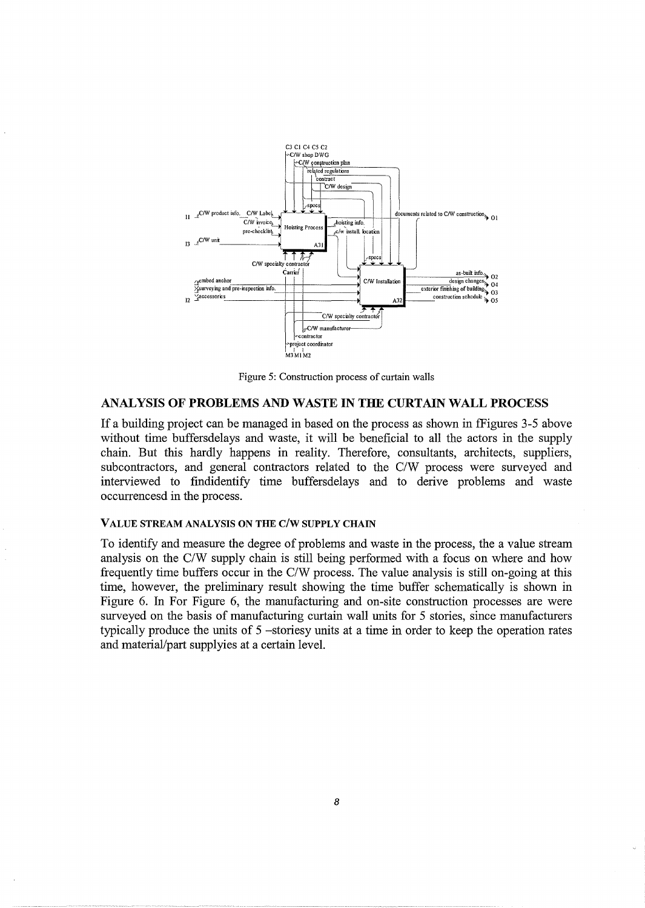Figure 5: Construction process of curtain walls

## ANALYSIS OF PROBLEMS AND WASTE IN THE CURTAIN WALL PROCESS

If a building project can be managed in based on the process as shown in fFigures 3-5 above without time buffersdelays and waste, it will be beneficial to all the actors in the supply chain. But this hardly happens in reality. Therefore, consultants, architects, suppliers, subcontractors, and general contractors related to the C/W process were surveyed and interviewed to findidentify time buffersdelays and to derive problems and waste occurrencesd in the process.

### VALUE STREAM ANALYSIS ON THE C/W SUPPLY CHAIN

To identify and measure the degree of problems and waste in the process, the a value stream analysis on the C/W supply chain is still being performed with a focus on where and how frequently time buffers occur in the C/W process. The value analysis is still on-going at this time, however, the preliminary result showing the time buffer schematically is shown in Figure 6. In For Figure 6, the manufacturing and on-site construction processes are were surveyed on the basis of manufacturing curtain wall units for 5 stories, since manufacturers typically produce the units of 5 –storiesy units at a time in order to keep the operation rates and material/part supplyies at a certain level.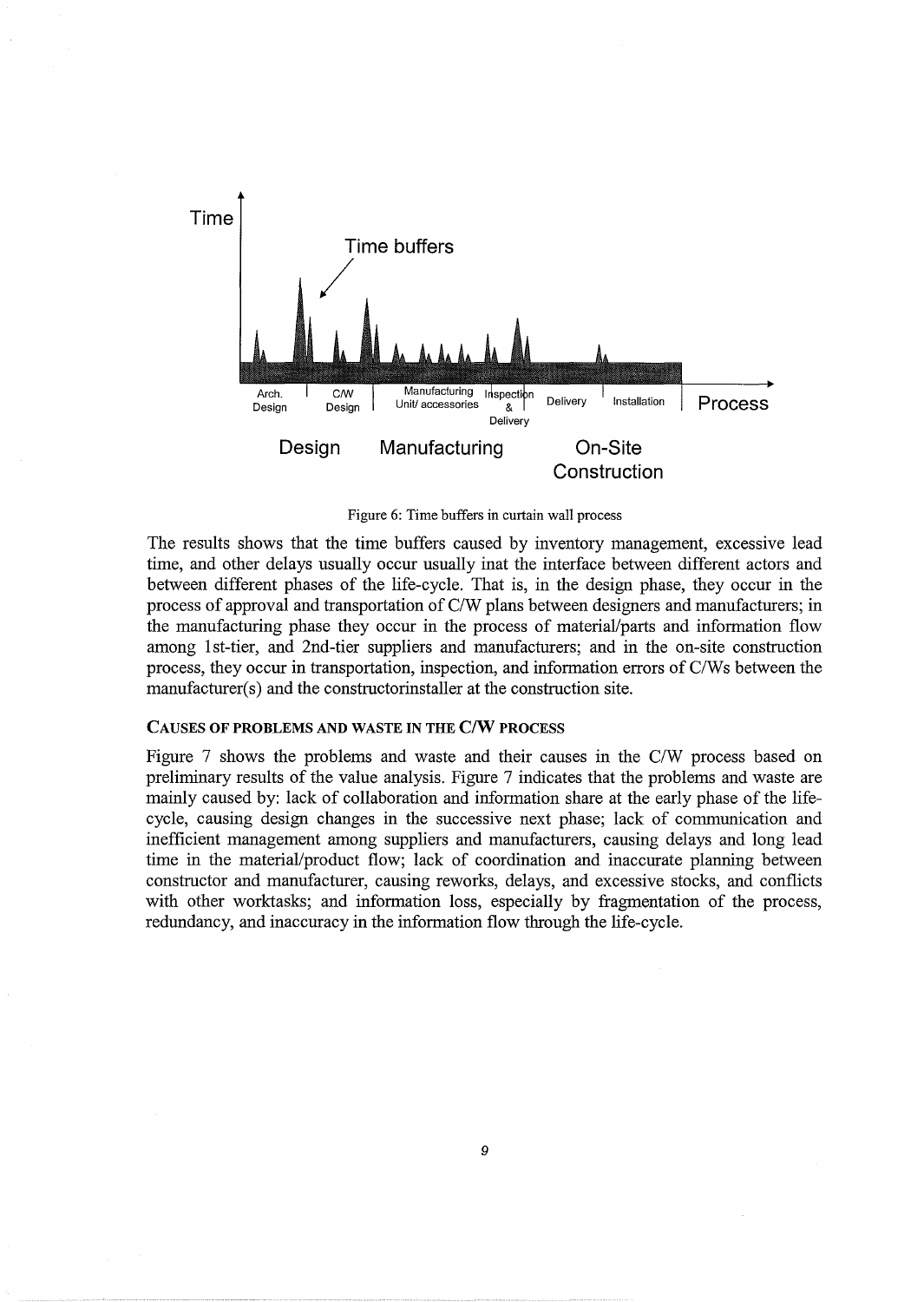Figure 6: Time buffers in curtain wall process

The results shows that the time buffers caused by inventory management, excessive lead time, and other delays usually occur usually inat the interface between different actors and between different phases of the life-cycle. That is, in the design phase, they occur in the process of approval and transportation of C/W plans between designers and manufacturers; in the manufacturing phase they occur in the process of material/parts and information flow among 1st-tier, and 2nd-tier suppliers and manufacturers; and in the on-site construction process, they occur in transportation, inspection, and information errors of C/Ws between the manufacturer(s) and the constructorinstaller at the construction site.

#### CAUSES OF PROBLEMS AND WASTE IN THE C/W PROCESS

Figure 7 shows the problems and waste and their causes in the C/W process based on preliminary results of the value analysis. Figure 7 indicates that the problems and waste are mainly caused by: lack of collaboration and information share at the early phase of the life-cycle, causing design changes in the successive next phase; lack of communication and inefficient management among suppliers and manufacturers, causing delays and long lead time in the material/product flow; lack of coordination and inaccurate planning between constructor and manufacturer, causing reworks, delays, and excessive stocks, and conflicts with other worktasks; and information loss, especially by fragmentation of the process, redundancy, and inaccuracy in the information flow through the life-cycle.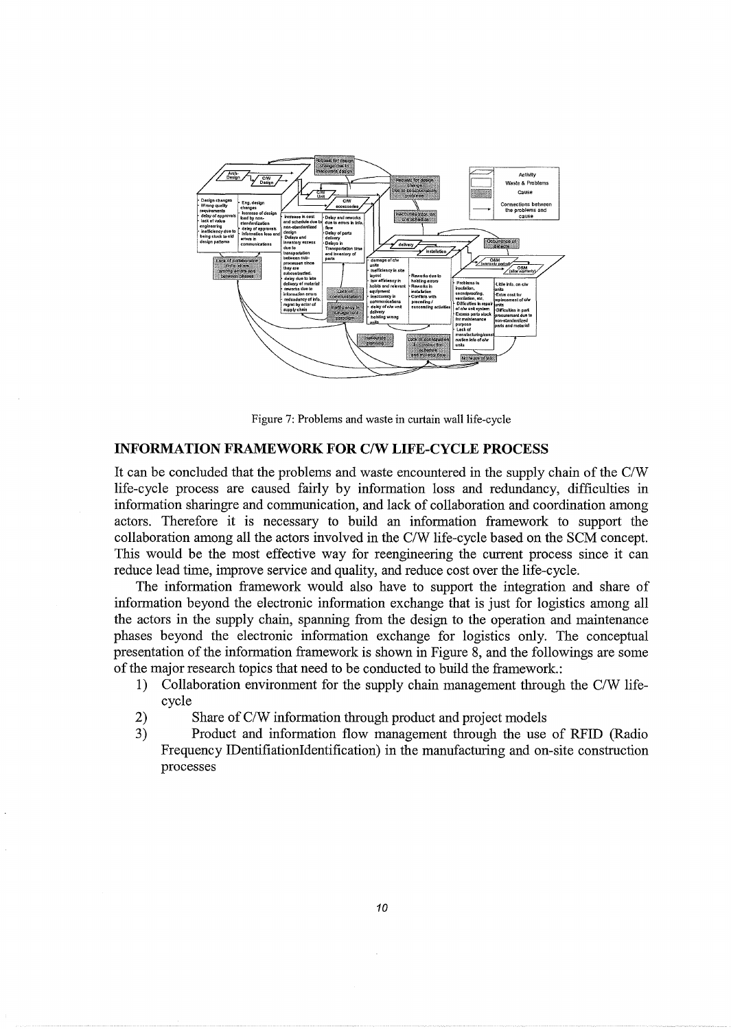Figure 7: Problems and waste in curtain wall life-cycle

## INFORMATION FRAMEWORK FOR C/W LIFE-CYCLE PROCESS

It can be concluded that the problems and waste encountered in the supply chain of the C/W life-cycle process are caused fairly by information loss and redundancy, difficulties in information sharingre and communication, and lack of collaboration and coordination among actors. Therefore it is necessary to build an information framework to support the collaboration among all the actors involved in the C/W life-cycle based on the SCM concept. This would be the most effective way for reengineering the current process since it can reduce lead time, improve service and quality, and reduce cost over the life-cycle.

The information framework would also have to support the integration and share of information beyond the electronic information exchange that is just for logistics among all the actors in the supply chain, spanning from the design to the operation and maintenance phases beyond the electronic information exchange for logistics only. The conceptual presentation of the information framework is shown in Figure 8, and the followings are some of the major research topics that need to be conducted to build the framework.:

1) Collaboration environment for the supply chain management through the C/W life-cycle
2) Share of C/W information through product and project models
3) Product and information flow management through the use of RFID (Radio Frequency IDentificationIdentification) in the manufacturing and on-site construction processes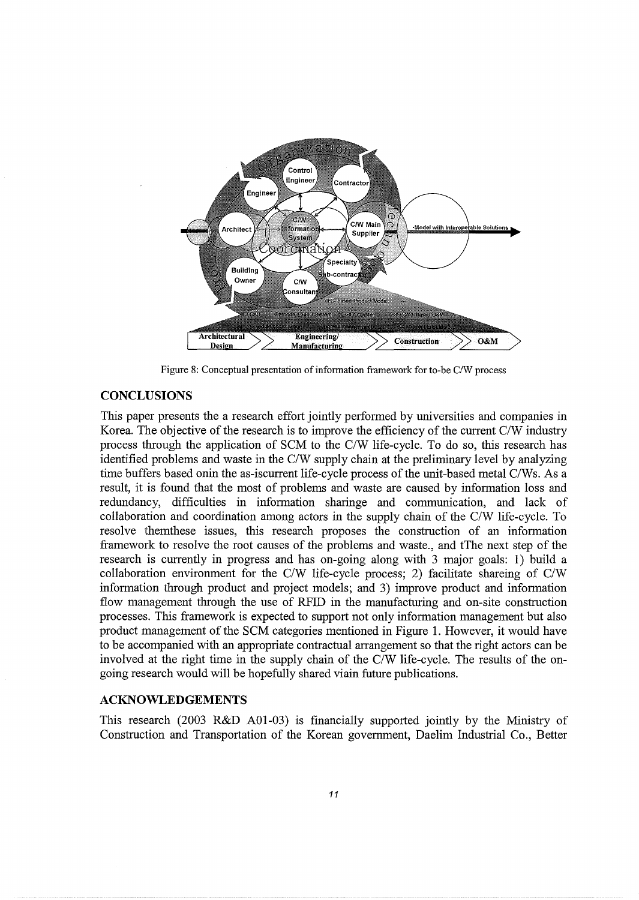Figure 8: Conceptual presentation of information framework for to-be C/W process

## CONCLUSIONS

This paper presents the a research effort jointly performed by universities and companies in Korea. The objective of the research is to improve the efficiency of the current C/W industry process through the application of SCM to the C/W life-cycle. To do so, this research has identified problems and waste in the C/W supply chain at the preliminary level by analyzing time buffers based onin the as-iscurrent life-cycle process of the unit-based metal C/Ws. As a result, it is found that the most of problems and waste are caused by information loss and redundancy, difficulties in information sharinge and communication, and lack of collaboration and coordination among actors in the supply chain of the C/W life-cycle. To resolve themthese issues, this research proposes the construction of an information framework to resolve the root causes of the problems and waste., and tThe next step of the research is currently in progress and has on-going along with 3 major goals: 1) build a collaboration environment for the C/W life-cycle process; 2) facilitate shareing of C/W information through product and project models; and 3) improve product and information flow management through the use of RFID in the manufacturing and on-site construction processes. This framework is expected to support not only information management but also product management of the SCM categories mentioned in Figure 1. However, it would have to be accompanied with an appropriate contractual arrangement so that the right actors can be involved at the right time in the supply chain of the C/W life-cycle. The results of the on-going research would will be hopefully shared viain future publications.

## ACKNOWLEDGEMENTS

This research (2003 R&D A01-03) is financially supported jointly by the Ministry of Construction and Transportation of the Korean government, Daelim Industrial Co., Better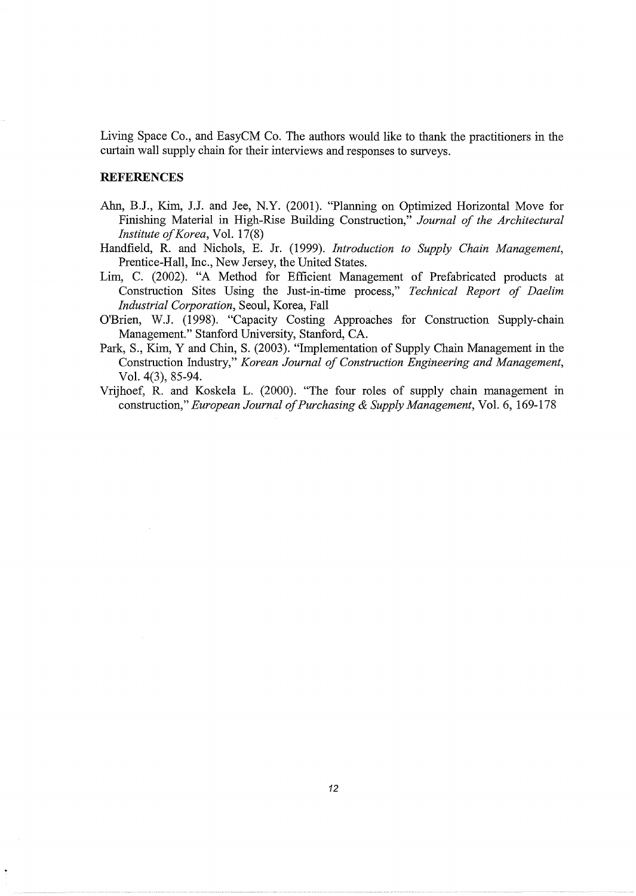Living Space Co., and EasyCM Co. The authors would like to thank the practitioners in the curtain wall supply chain for their interviews and responses to surveys.

## REFERENCES

Ahn, B.J., Kim, J.J. and Jee, N.Y. (2001). "Planning on Optimized Horizontal Move for Finishing Material in High-Rise Building Construction," *Journal of the Architectural Institute of Korea*, Vol. 17(8)

Handfield, R. and Nichols, E. Jr. (1999). *Introduction to Supply Chain Management*, Prentice-Hall, Inc., New Jersey, the United States.

Lim, C. (2002). "A Method for Efficient Management of Prefabricated products at Construction Sites Using the Just-in-time process," *Technical Report of Daelim Industrial Corporation*, Seoul, Korea, Fall

O'Brien, W.J. (1998). "Capacity Costing Approaches for Construction Supply-chain Management." Stanford University, Stanford, CA.

Park, S., Kim, Y and Chin, S. (2003). "Implementation of Supply Chain Management in the Construction Industry," *Korean Journal of Construction Engineering and Management*, Vol. 4(3), 85-94.

Vrijhoef, R. and Koskela L. (2000). "The four roles of supply chain management in construction," *European Journal of Purchasing & Supply Management*, Vol. 6, 169-178